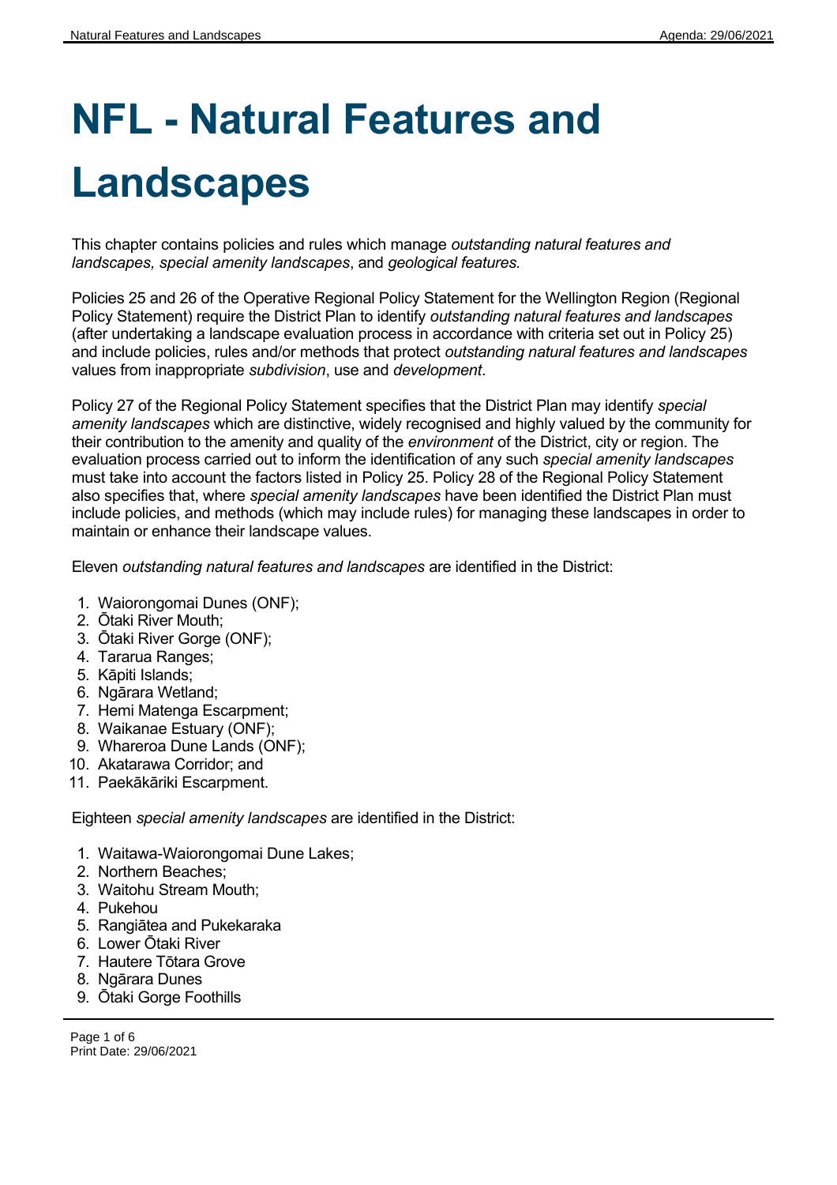# NFL - Natural Features and Landscapes

This chapter contains policies and rules which manage *outstanding natural features and landscapes, special amenity landscapes*, and *geological features.*

Policies 25 and 26 of the Operative Regional Policy Statement for the Wellington Region (Regional Policy Statement) require the District Plan to identify *outstanding natural features and landscapes* (after undertaking a landscape evaluation process in accordance with criteria set out in Policy 25) and include policies, rules and/or methods that protect *outstanding natural features and landscapes* values from inappropriate *subdivision*, use and *development*.

Policy 27 of the Regional Policy Statement specifies that the District Plan may identify *special amenity landscapes* which are distinctive, widely recognised and highly valued by the community for their contribution to the amenity and quality of the *environment* of the District, city or region. The evaluation process carried out to inform the identification of any such *special amenity landscapes* must take into account the factors listed in Policy 25. Policy 28 of the Regional Policy Statement also specifies that, where *special amenity landscapes* have been identified the District Plan must include policies, and methods (which may include rules) for managing these landscapes in order to maintain or enhance their landscape values.

Eleven *outstanding natural features and landscapes* are identified in the District:

1. Waiorongomai Dunes (ONF);
2. Ōtaki River Mouth;
3. Ōtaki River Gorge (ONF);
4. Tararua Ranges;
5. Kāpiti Islands;
6. Ngārara Wetland;
7. Hemi Matenga Escarpment;
8. Waikanae Estuary (ONF);
9. Whareroa Dune Lands (ONF);
10. Akatarawa Corridor; and
11. Paekākāriki Escarpment.

Eighteen *special amenity landscapes* are identified in the District:

1. Waitawa-Waiorongomai Dune Lakes;
2. Northern Beaches;
3. Waitohu Stream Mouth;
4. Pukehou
5. Rangiātea and Pukekaraka
6. Lower Ōtaki River
7. Hautere Tōtara Grove
8. Ngārara Dunes
9. Ōtaki Gorge Foothills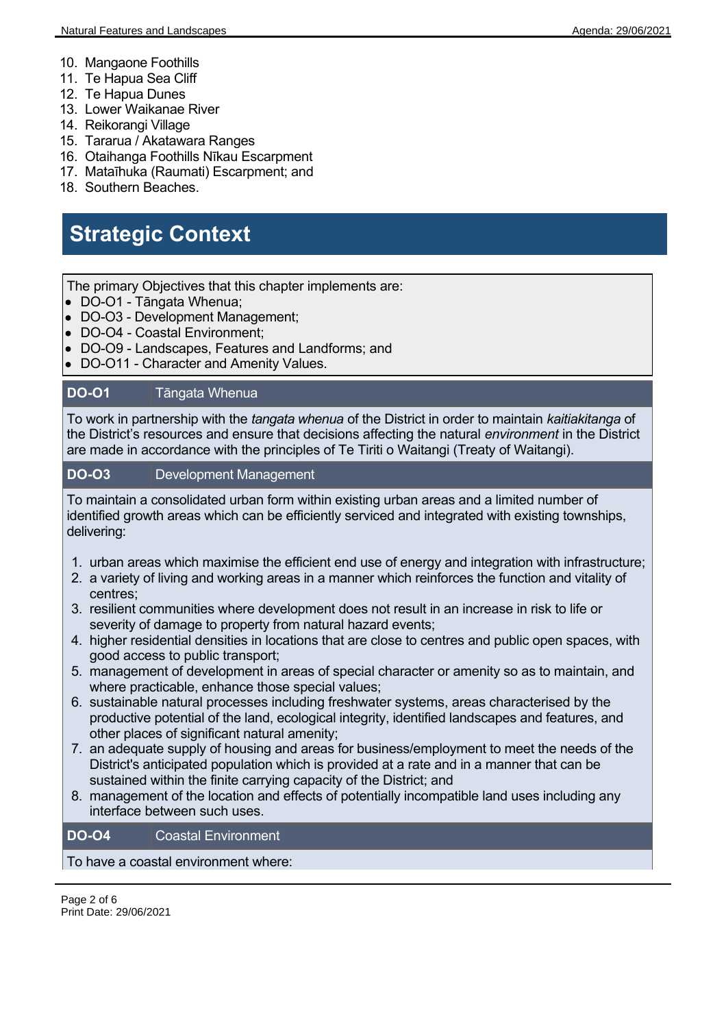10. Mangaone Foothills
11. Te Hapua Sea Cliff
12. Te Hapua Dunes
13. Lower Waikanae River
14. Reikorangi Village
15. Tararua / Akatawara Ranges
16. Otaihanga Foothills Nīkau Escarpment
17. Mataīhuka (Raumati) Escarpment; and
18. Southern Beaches.

# Strategic Context

The primary Objectives that this chapter implements are:

- DO-O1 - Tāngata Whenua;
- DO-O3 - Development Management;
- DO-O4 - Coastal Environment;
- DO-O9 - Landscapes, Features and Landforms; and
- DO-O11 - Character and Amenity Values.

**DO-O1** Tāngata Whenua

To work in partnership with the *tangata whenua* of the District in order to maintain *kaitiakitanga* of the District's resources and ensure that decisions affecting the natural *environment* in the District are made in accordance with the principles of Te Tiriti o Waitangi (Treaty of Waitangi).

**DO-O3** Development Management

To maintain a consolidated urban form within existing urban areas and a limited number of identified growth areas which can be efficiently serviced and integrated with existing townships, delivering:

1. urban areas which maximise the efficient end use of energy and integration with infrastructure;
2. a variety of living and working areas in a manner which reinforces the function and vitality of centres;
3. resilient communities where development does not result in an increase in risk to life or severity of damage to property from natural hazard events;
4. higher residential densities in locations that are close to centres and public open spaces, with good access to public transport;
5. management of development in areas of special character or amenity so as to maintain, and where practicable, enhance those special values;
6. sustainable natural processes including freshwater systems, areas characterised by the productive potential of the land, ecological integrity, identified landscapes and features, and other places of significant natural amenity;
7. an adequate supply of housing and areas for business/employment to meet the needs of the District's anticipated population which is provided at a rate and in a manner that can be sustained within the finite carrying capacity of the District; and
8. management of the location and effects of potentially incompatible land uses including any interface between such uses.

**DO-O4** Coastal Environment

To have a coastal environment where: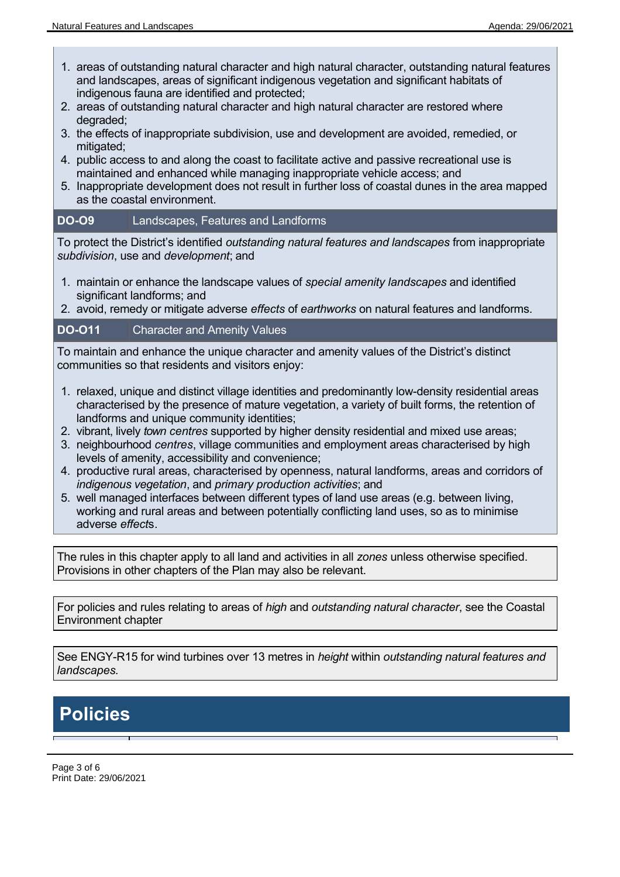1. areas of outstanding natural character and high natural character, outstanding natural features and landscapes, areas of significant indigenous vegetation and significant habitats of indigenous fauna are identified and protected;
2. areas of outstanding natural character and high natural character are restored where degraded;
3. the effects of inappropriate subdivision, use and development are avoided, remedied, or mitigated;
4. public access to and along the coast to facilitate active and passive recreational use is maintained and enhanced while managing inappropriate vehicle access; and
5. Inappropriate development does not result in further loss of coastal dunes in the area mapped as the coastal environment.

| **DO-O9** | Landscapes, Features and Landforms |
|---|---|

To protect the District's identified *outstanding natural features and landscapes* from inappropriate *subdivision*, use and *development*; and

1. maintain or enhance the landscape values of *special amenity landscapes* and identified significant landforms; and
2. avoid, remedy or mitigate adverse *effects* of *earthworks* on natural features and landforms.

| **DO-O11** | Character and Amenity Values |
|---|---|

To maintain and enhance the unique character and amenity values of the District's distinct communities so that residents and visitors enjoy:

1. relaxed, unique and distinct village identities and predominantly low-density residential areas characterised by the presence of mature vegetation, a variety of built forms, the retention of landforms and unique community identities;
2. vibrant, lively *town centres* supported by higher density residential and mixed use areas;
3. neighbourhood *centres*, village communities and employment areas characterised by high levels of amenity, accessibility and convenience;
4. productive rural areas, characterised by openness, natural landforms, areas and corridors of *indigenous vegetation*, and *primary production activities*; and
5. well managed interfaces between different types of land use areas (e.g. between living, working and rural areas and between potentially conflicting land uses, so as to minimise adverse *effect*s.

The rules in this chapter apply to all land and activities in all *zones* unless otherwise specified. Provisions in other chapters of the Plan may also be relevant.

For policies and rules relating to areas of *high* and *outstanding natural character*, see the Coastal Environment chapter

See ENGY-R15 for wind turbines over 13 metres in *height* within *outstanding natural features and landscapes.*

## Policies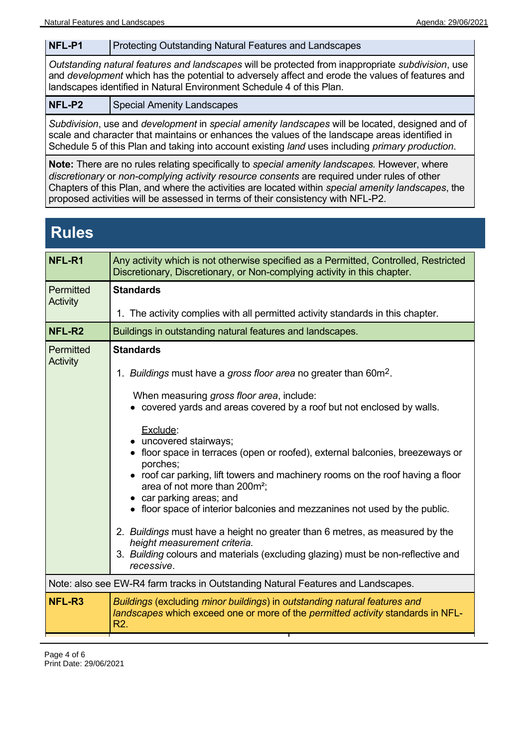| NFL-P1 | Protecting Outstanding Natural Features and Landscapes |
|---|---|
| *Outstanding natural features and landscapes* will be protected from inappropriate *subdivision*, use and *development* which has the potential to adversely affect and erode the values of features and landscapes identified in Natural Environment Schedule 4 of this Plan. | |
| **NFL-P2** | Special Amenity Landscapes |
| *Subdivision*, use and *development* in *special amenity landscapes* will be located, designed and of scale and character that maintains or enhances the values of the landscape areas identified in Schedule 5 of this Plan and taking into account existing *land* uses including *primary production*. | |
| **Note:** There are no rules relating specifically to *special amenity landscapes.* However, where *discretionary* or *non-complying activity resource consents* are required under rules of other Chapters of this Plan, and where the activities are located within *special amenity landscapes*, the proposed activities will be assessed in terms of their consistency with NFL-P2. | |

# Rules

| NFL-R1 | Any activity which is not otherwise specified as a Permitted, Controlled, Restricted Discretionary, Discretionary, or Non-complying activity in this chapter. |
|---|---|
| Permitted Activity | **Standards**<br><br>1. The activity complies with all permitted activity standards in this chapter. |
| **NFL-R2** | Buildings in outstanding natural features and landscapes. |
| Permitted Activity | **Standards**<br><br>1. *Buildings* must have a *gross floor area* no greater than 60m².<br><br>When measuring *gross floor area*, include:<br>• covered yards and areas covered by a roof but not enclosed by walls.<br><br>Exclude:<br>• uncovered stairways;<br>• floor space in terraces (open or roofed), external balconies, breezeways or porches;<br>• roof car parking, lift towers and machinery rooms on the roof having a floor area of not more than 200m²;<br>• car parking areas; and<br>• floor space of interior balconies and mezzanines not used by the public.<br><br>2. *Buildings* must have a height no greater than 6 metres, as measured by the *height measurement criteria.*<br>3. *Building* colours and materials (excluding glazing) must be non-reflective and *recessive*. |
| Note: also see EW-R4 farm tracks in Outstanding Natural Features and Landscapes. | |
| **NFL-R3** | *Buildings* (excluding *minor buildings*) in *outstanding natural features and landscapes* which exceed one or more of the *permitted activity* standards in NFL-R2. |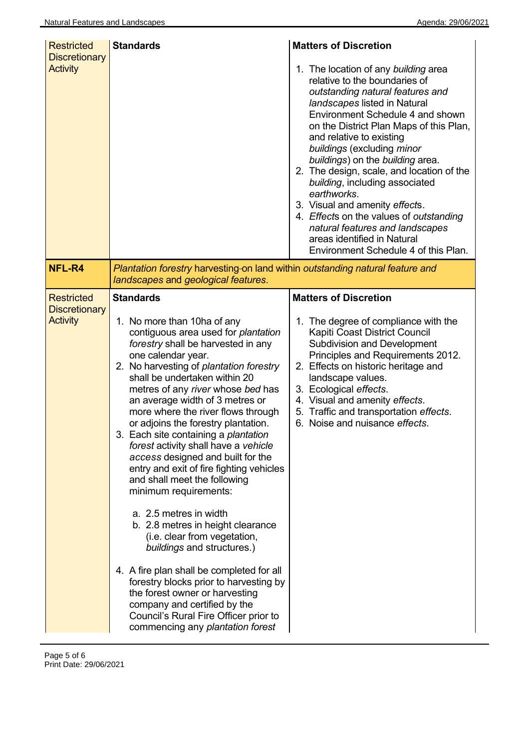| | | |
|---|---|---|
| Restricted Discretionary Activity | **Standards** | **Matters of Discretion**<br><br>1. The location of any *building* area relative to the boundaries of *outstanding natural features and landscapes* listed in Natural Environment Schedule 4 and shown on the District Plan Maps of this Plan, and relative to existing *buildings* (excluding *minor buildings*) on the *building* area.<br>2. The design, scale, and location of the *building*, including associated *earthworks*.<br>3. Visual and amenity *effect*s.<br>4. *Effect*s on the values of *outstanding natural features and landscapes* areas identified in Natural Environment Schedule 4 of this Plan. |
| **NFL-R4** | *Plantation forestry* harvesting-on land within *outstanding natural feature and landscapes* and *geological features*. | |
| Restricted Discretionary Activity | **Standards**<br><br>1. No more than 10ha of any contiguous area used for *plantation forestry* shall be harvested in any one calendar year.<br>2. No harvesting of *plantation forestry* shall be undertaken within 20 metres of any *river* whose *bed* has an average width of 3 metres or more where the river flows through or adjoins the forestry plantation.<br>3. Each site containing a *plantation forest* activity shall have a *vehicle access* designed and built for the entry and exit of fire fighting vehicles and shall meet the following minimum requirements:<br><br>a. 2.5 metres in width<br>b. 2.8 metres in height clearance (i.e. clear from vegetation, *buildings* and structures.)<br><br>4. A fire plan shall be completed for all forestry blocks prior to harvesting by the forest owner or harvesting company and certified by the Council's Rural Fire Officer prior to commencing any *plantation forest* | **Matters of Discretion**<br><br>1. The degree of compliance with the Kapiti Coast District Council Subdivision and Development Principles and Requirements 2012.<br>2. Effects on historic heritage and landscape values.<br>3. Ecological *effects*.<br>4. Visual and amenity *effects*.<br>5. Traffic and transportation *effects*.<br>6. Noise and nuisance *effects*. |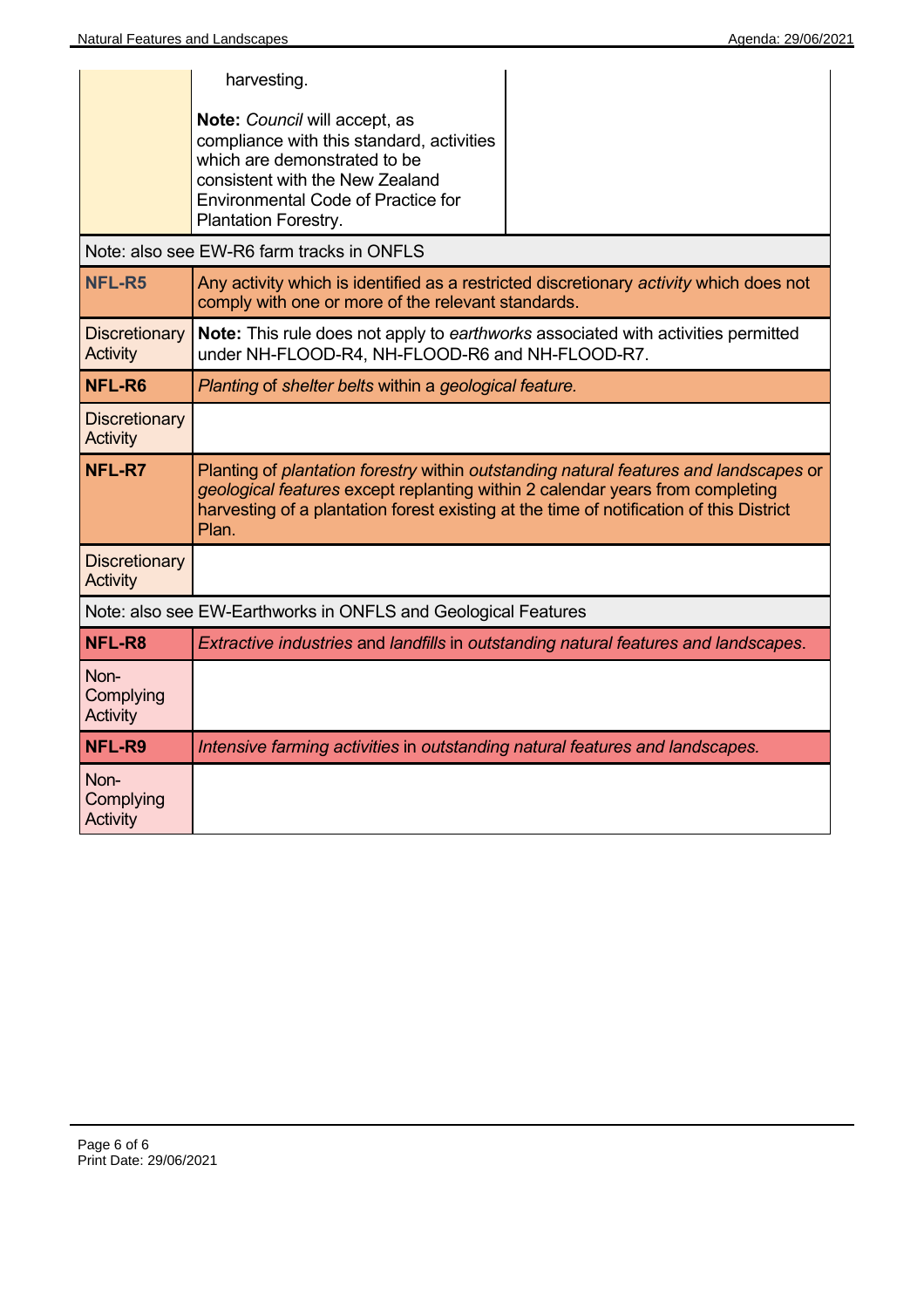| | | |
|---|---|---|
| | harvesting.<br><br>**Note:** *Council* will accept, as compliance with this standard, activities which are demonstrated to be consistent with the New Zealand Environmental Code of Practice for Plantation Forestry. | |
| Note: also see EW-R6 farm tracks in ONFLS | | |
| **NFL-R5** | Any activity which is identified as a restricted discretionary *activity* which does not comply with one or more of the relevant standards. | |
| Discretionary Activity | **Note:** This rule does not apply to *earthworks* associated with activities permitted under NH-FLOOD-R4, NH-FLOOD-R6 and NH-FLOOD-R7. | |
| **NFL-R6** | *Planting* of *shelter belts* within a *geological feature.* | |
| Discretionary Activity | | |
| **NFL-R7** | Planting of *plantation forestry* within *outstanding natural features and landscapes* or *geological features* except replanting within 2 calendar years from completing harvesting of a plantation forest existing at the time of notification of this District Plan. | |
| Discretionary Activity | | |
| Note: also see EW-Earthworks in ONFLS and Geological Features | | |
| **NFL-R8** | *Extractive industries* and *landfills* in *outstanding natural features and landscapes*. | |
| Non-Complying Activity | | |
| **NFL-R9** | *Intensive farming activities* in *outstanding natural features and landscapes.* | |
| Non-Complying Activity | | |